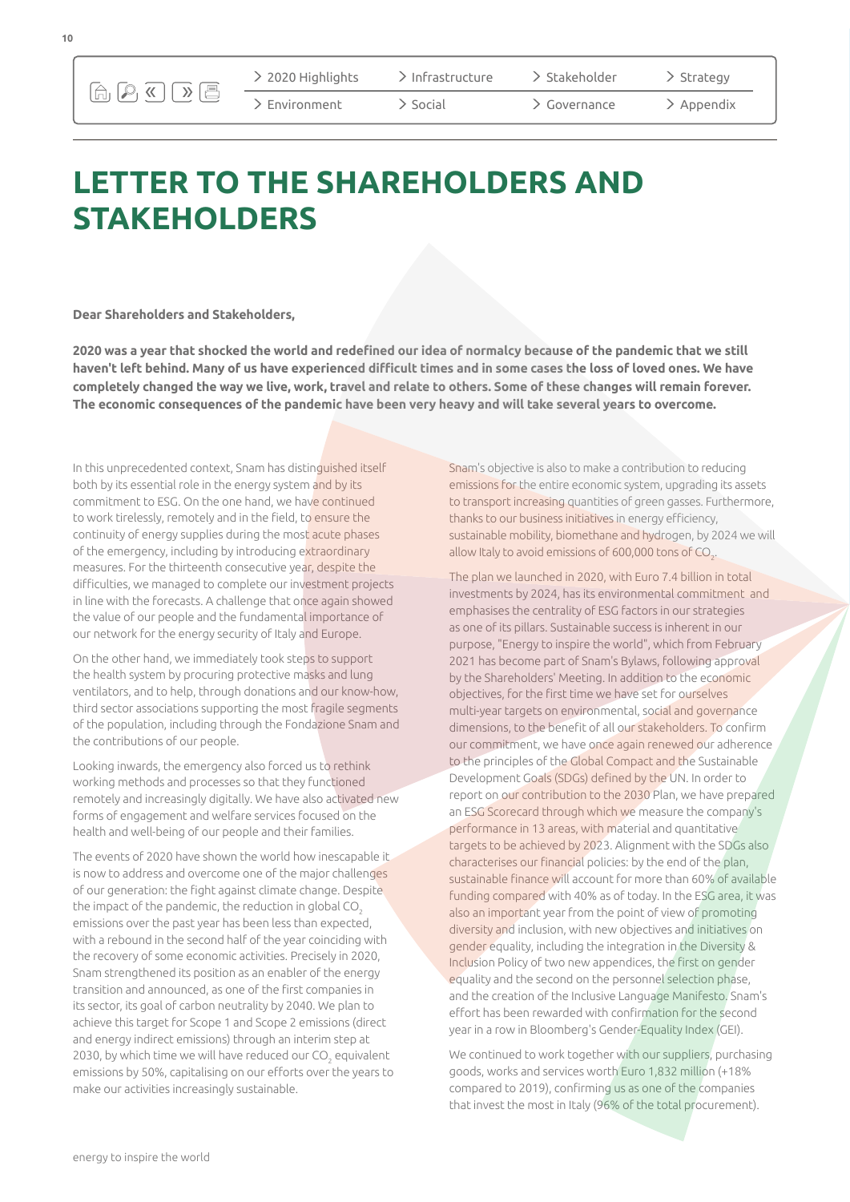# LETTER TO THE SHAREHOLDERS AND STAKEHOLDERS

**Dear Shareholders and Stakeholders,**

**2020 was a year that shocked the world and redefined our idea of normalcy because of the pandemic that we still haven't left behind. Many of us have experienced difficult times and in some cases the loss of loved ones. We have completely changed the way we live, work, travel and relate to others. Some of these changes will remain forever. The economic consequences of the pandemic have been very heavy and will take several years to overcome.**

In this unprecedented context, Snam has distinguished itself both by its essential role in the energy system and by its commitment to ESG. On the one hand, we have continued to work tirelessly, remotely and in the field, to ensure the continuity of energy supplies during the most acute phases of the emergency, including by introducing extraordinary measures. For the thirteenth consecutive year, despite the difficulties, we managed to complete our investment projects in line with the forecasts. A challenge that once again showed the value of our people and the fundamental importance of our network for the energy security of Italy and Europe.

On the other hand, we immediately took steps to support the health system by procuring protective masks and lung ventilators, and to help, through donations and our know-how, third sector associations supporting the most fragile segments of the population, including through the Fondazione Snam and the contributions of our people.

Looking inwards, the emergency also forced us to rethink working methods and processes so that they functioned remotely and increasingly digitally. We have also activated new forms of engagement and welfare services focused on the health and well-being of our people and their families.

The events of 2020 have shown the world how inescapable it is now to address and overcome one of the major challenges of our generation: the fight against climate change. Despite the impact of the pandemic, the reduction in global $CO_2$ emissions over the past year has been less than expected, with a rebound in the second half of the year coinciding with the recovery of some economic activities. Precisely in 2020, Snam strengthened its position as an enabler of the energy transition and announced, as one of the first companies in its sector, its goal of carbon neutrality by 2040. We plan to achieve this target for Scope 1 and Scope 2 emissions (direct and energy indirect emissions) through an interim step at 2030, by which time we will have reduced our $CO_2$ equivalent emissions by 50%, capitalising on our efforts over the years to make our activities increasingly sustainable.

Snam's objective is also to make a contribution to reducing emissions for the entire economic system, upgrading its assets to transport increasing quantities of green gasses. Furthermore, thanks to our business initiatives in energy efficiency, sustainable mobility, biomethane and hydrogen, by 2024 we will allow Italy to avoid emissions of 600,000 tons of $CO_2$.

The plan we launched in 2020, with Euro 7.4 billion in total investments by 2024, has its environmental commitment and emphasises the centrality of ESG factors in our strategies as one of its pillars. Sustainable success is inherent in our purpose, "Energy to inspire the world", which from February 2021 has become part of Snam's Bylaws, following approval by the Shareholders' Meeting. In addition to the economic objectives, for the first time we have set for ourselves multi-year targets on environmental, social and governance dimensions, to the benefit of all our stakeholders. To confirm our commitment, we have once again renewed our adherence to the principles of the Global Compact and the Sustainable Development Goals (SDGs) defined by the UN. In order to report on our contribution to the 2030 Plan, we have prepared an ESG Scorecard through which we measure the company's performance in 13 areas, with material and quantitative targets to be achieved by 2023. Alignment with the SDGs also characterises our financial policies: by the end of the plan, sustainable finance will account for more than 60% of available funding compared with 40% as of today. In the ESG area, it was also an important year from the point of view of promoting diversity and inclusion, with new objectives and initiatives on gender equality, including the integration in the Diversity & Inclusion Policy of two new appendices, the first on gender equality and the second on the personnel selection phase, and the creation of the Inclusive Language Manifesto. Snam's effort has been rewarded with confirmation for the second year in a row in Bloomberg's Gender-Equality Index (GEI).

We continued to work together with our suppliers, purchasing goods, works and services worth Euro 1,832 million (+18% compared to 2019), confirming us as one of the companies that invest the most in Italy (96% of the total procurement).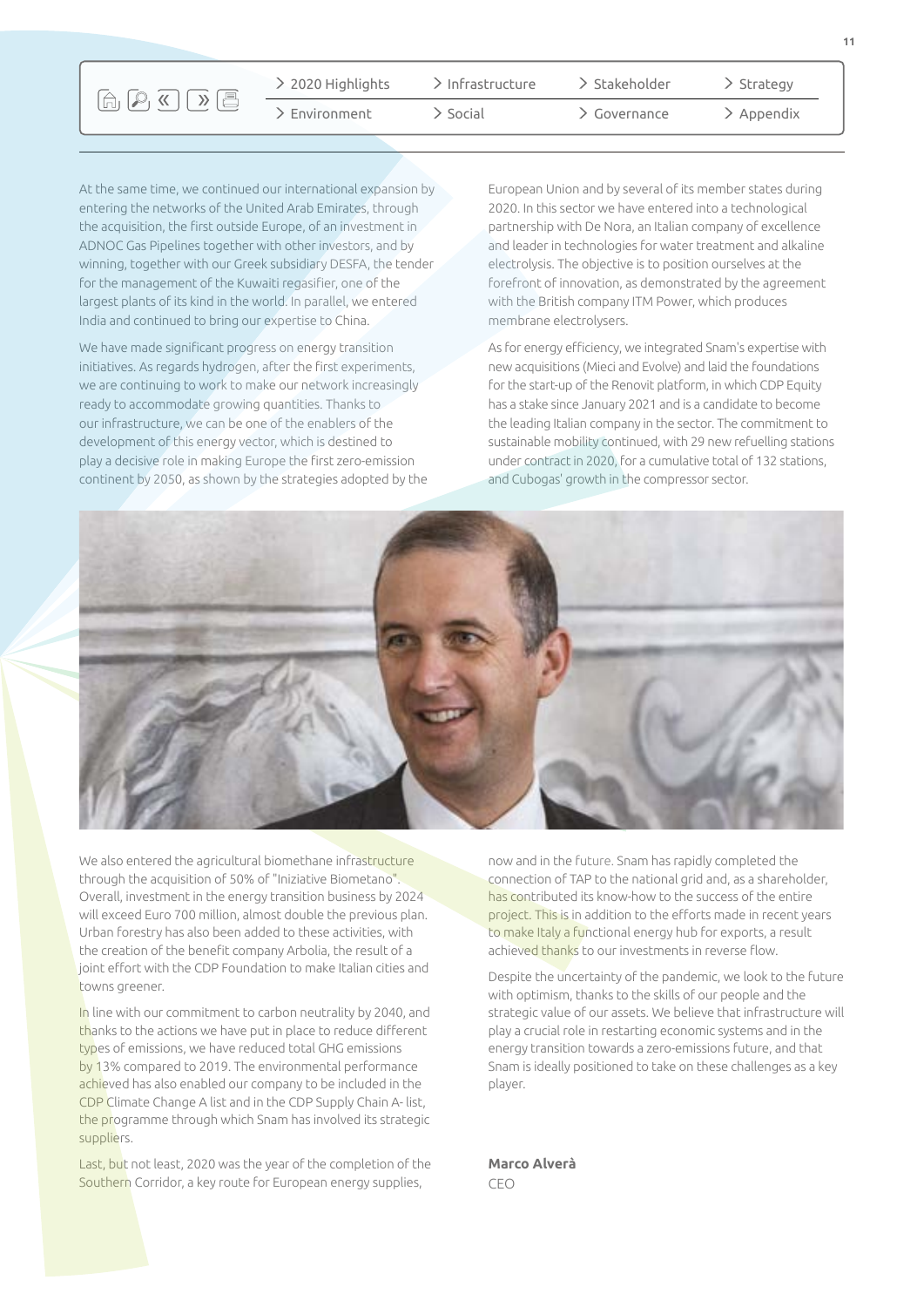At the same time, we continued our international expansion by entering the networks of the United Arab Emirates, through the acquisition, the first outside Europe, of an investment in ADNOC Gas Pipelines together with other investors, and by winning, together with our Greek subsidiary DESFA, the tender for the management of the Kuwaiti regasifier, one of the largest plants of its kind in the world. In parallel, we entered India and continued to bring our expertise to China.

We have made significant progress on energy transition initiatives. As regards hydrogen, after the first experiments, we are continuing to work to make our network increasingly ready to accommodate growing quantities. Thanks to our infrastructure, we can be one of the enablers of the development of this energy vector, which is destined to play a decisive role in making Europe the first zero-emission continent by 2050, as shown by the strategies adopted by the European Union and by several of its member states during 2020. In this sector we have entered into a technological partnership with De Nora, an Italian company of excellence and leader in technologies for water treatment and alkaline electrolysis. The objective is to position ourselves at the forefront of innovation, as demonstrated by the agreement with the British company ITM Power, which produces membrane electrolysers.

As for energy efficiency, we integrated Snam's expertise with new acquisitions (Mieci and Evolve) and laid the foundations for the start-up of the Renovit platform, in which CDP Equity has a stake since January 2021 and is a candidate to become the leading Italian company in the sector. The commitment to sustainable mobility continued, with 29 new refuelling stations under contract in 2020, for a cumulative total of 132 stations, and Cubogas' growth in the compressor sector.

We also entered the agricultural biomethane infrastructure through the acquisition of 50% of "Iniziative Biometano". Overall, investment in the energy transition business by 2024 will exceed Euro 700 million, almost double the previous plan. Urban forestry has also been added to these activities, with the creation of the benefit company Arbolia, the result of a joint effort with the CDP Foundation to make Italian cities and towns greener.

In line with our commitment to carbon neutrality by 2040, and thanks to the actions we have put in place to reduce different types of emissions, we have reduced total GHG emissions by 13% compared to 2019. The environmental performance achieved has also enabled our company to be included in the CDP Climate Change A list and in the CDP Supply Chain A- list, the programme through which Snam has involved its strategic suppliers.

Last, but not least, 2020 was the year of the completion of the Southern Corridor, a key route for European energy supplies, now and in the future. Snam has rapidly completed the connection of TAP to the national grid and, as a shareholder, has contributed its know-how to the success of the entire project. This is in addition to the efforts made in recent years to make Italy a functional energy hub for exports, a result achieved thanks to our investments in reverse flow.

Despite the uncertainty of the pandemic, we look to the future with optimism, thanks to the skills of our people and the strategic value of our assets. We believe that infrastructure will play a crucial role in restarting economic systems and in the energy transition towards a zero-emissions future, and that Snam is ideally positioned to take on these challenges as a key player.

**Marco Alverà**
CEO